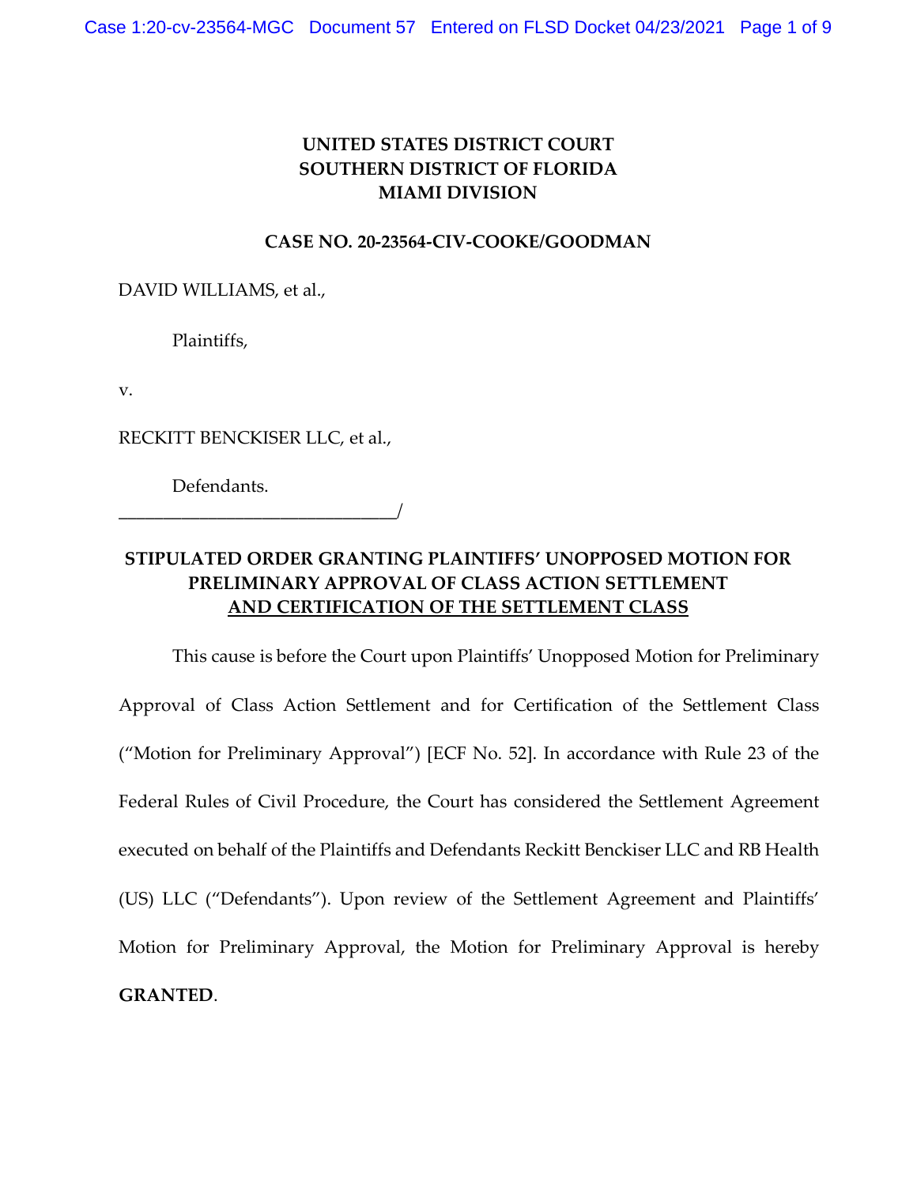**UNITED STATES DISTRICT COURT**
**SOUTHERN DISTRICT OF FLORIDA**
**MIAMI DIVISION**

**CASE NO. 20-23564-CIV-COOKE/GOODMAN**

DAVID WILLIAMS, et al.,

Plaintiffs,

v.

RECKITT BENCKISER LLC, et al.,

Defendants.
_______________________________/

**STIPULATED ORDER GRANTING PLAINTIFFS' UNOPPOSED MOTION FOR PRELIMINARY APPROVAL OF CLASS ACTION SETTLEMENT AND CERTIFICATION OF THE SETTLEMENT CLASS**

This cause is before the Court upon Plaintiffs' Unopposed Motion for Preliminary Approval of Class Action Settlement and for Certification of the Settlement Class ("Motion for Preliminary Approval") [ECF No. 52]. In accordance with Rule 23 of the Federal Rules of Civil Procedure, the Court has considered the Settlement Agreement executed on behalf of the Plaintiffs and Defendants Reckitt Benckiser LLC and RB Health (US) LLC ("Defendants"). Upon review of the Settlement Agreement and Plaintiffs' Motion for Preliminary Approval, the Motion for Preliminary Approval is hereby **GRANTED**.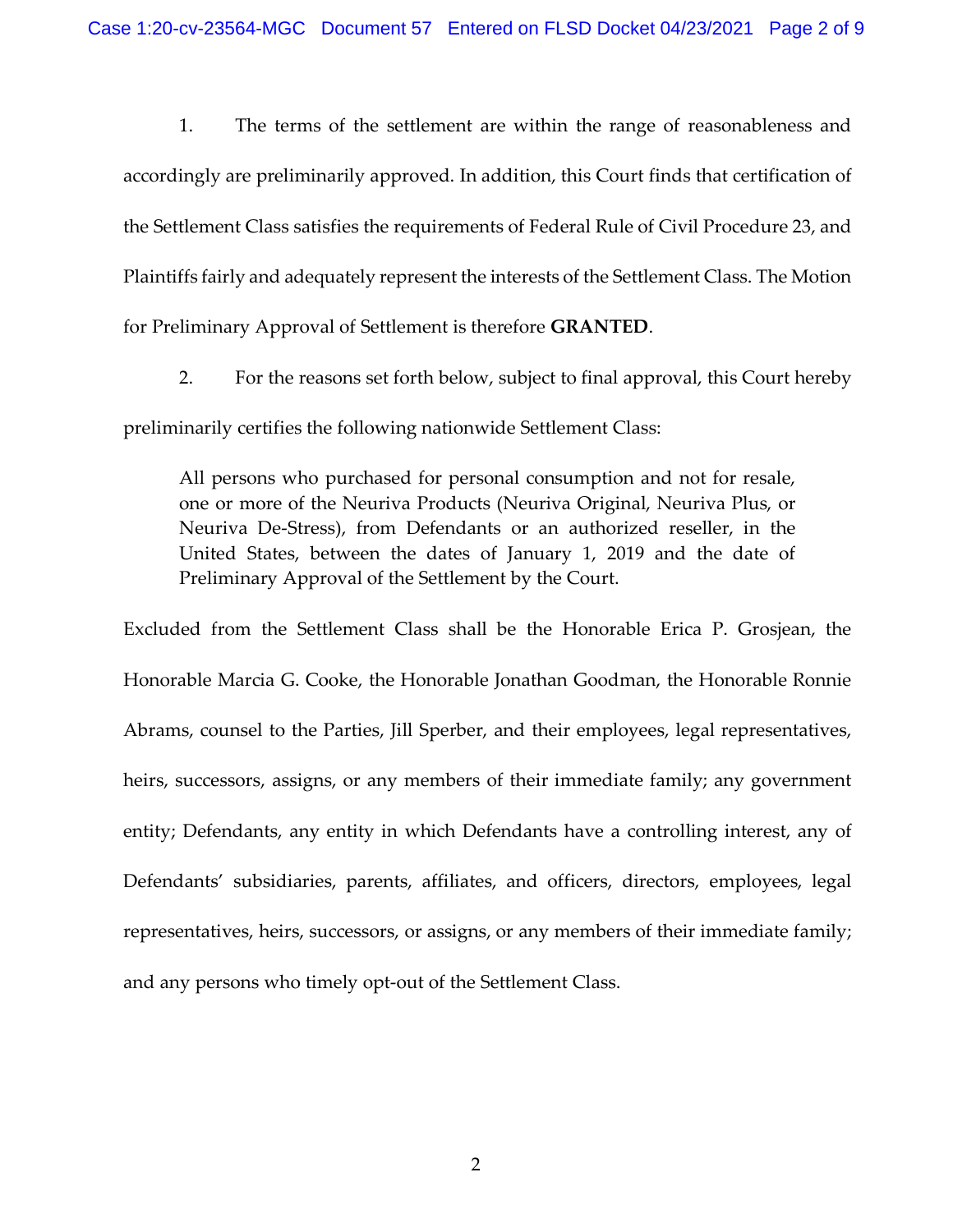1. The terms of the settlement are within the range of reasonableness and accordingly are preliminarily approved. In addition, this Court finds that certification of the Settlement Class satisfies the requirements of Federal Rule of Civil Procedure 23, and Plaintiffs fairly and adequately represent the interests of the Settlement Class. The Motion for Preliminary Approval of Settlement is therefore **GRANTED**.

2. For the reasons set forth below, subject to final approval, this Court hereby preliminarily certifies the following nationwide Settlement Class:

> All persons who purchased for personal consumption and not for resale, one or more of the Neuriva Products (Neuriva Original, Neuriva Plus, or Neuriva De-Stress), from Defendants or an authorized reseller, in the United States, between the dates of January 1, 2019 and the date of Preliminary Approval of the Settlement by the Court.

Excluded from the Settlement Class shall be the Honorable Erica P. Grosjean, the Honorable Marcia G. Cooke, the Honorable Jonathan Goodman, the Honorable Ronnie Abrams, counsel to the Parties, Jill Sperber, and their employees, legal representatives, heirs, successors, assigns, or any members of their immediate family; any government entity; Defendants, any entity in which Defendants have a controlling interest, any of Defendants' subsidiaries, parents, affiliates, and officers, directors, employees, legal representatives, heirs, successors, or assigns, or any members of their immediate family; and any persons who timely opt-out of the Settlement Class.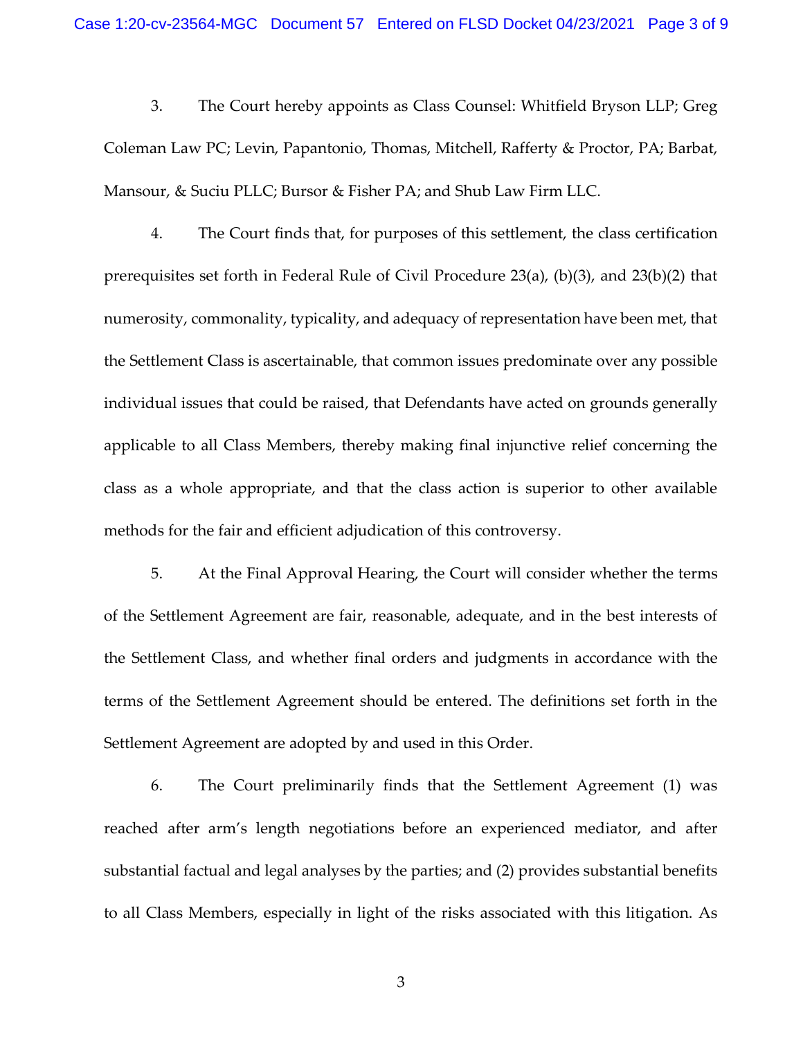3. The Court hereby appoints as Class Counsel: Whitfield Bryson LLP; Greg Coleman Law PC; Levin, Papantonio, Thomas, Mitchell, Rafferty & Proctor, PA; Barbat, Mansour, & Suciu PLLC; Bursor & Fisher PA; and Shub Law Firm LLC.

4. The Court finds that, for purposes of this settlement, the class certification prerequisites set forth in Federal Rule of Civil Procedure 23(a), (b)(3), and 23(b)(2) that numerosity, commonality, typicality, and adequacy of representation have been met, that the Settlement Class is ascertainable, that common issues predominate over any possible individual issues that could be raised, that Defendants have acted on grounds generally applicable to all Class Members, thereby making final injunctive relief concerning the class as a whole appropriate, and that the class action is superior to other available methods for the fair and efficient adjudication of this controversy.

5. At the Final Approval Hearing, the Court will consider whether the terms of the Settlement Agreement are fair, reasonable, adequate, and in the best interests of the Settlement Class, and whether final orders and judgments in accordance with the terms of the Settlement Agreement should be entered. The definitions set forth in the Settlement Agreement are adopted by and used in this Order.

6. The Court preliminarily finds that the Settlement Agreement (1) was reached after arm's length negotiations before an experienced mediator, and after substantial factual and legal analyses by the parties; and (2) provides substantial benefits to all Class Members, especially in light of the risks associated with this litigation. As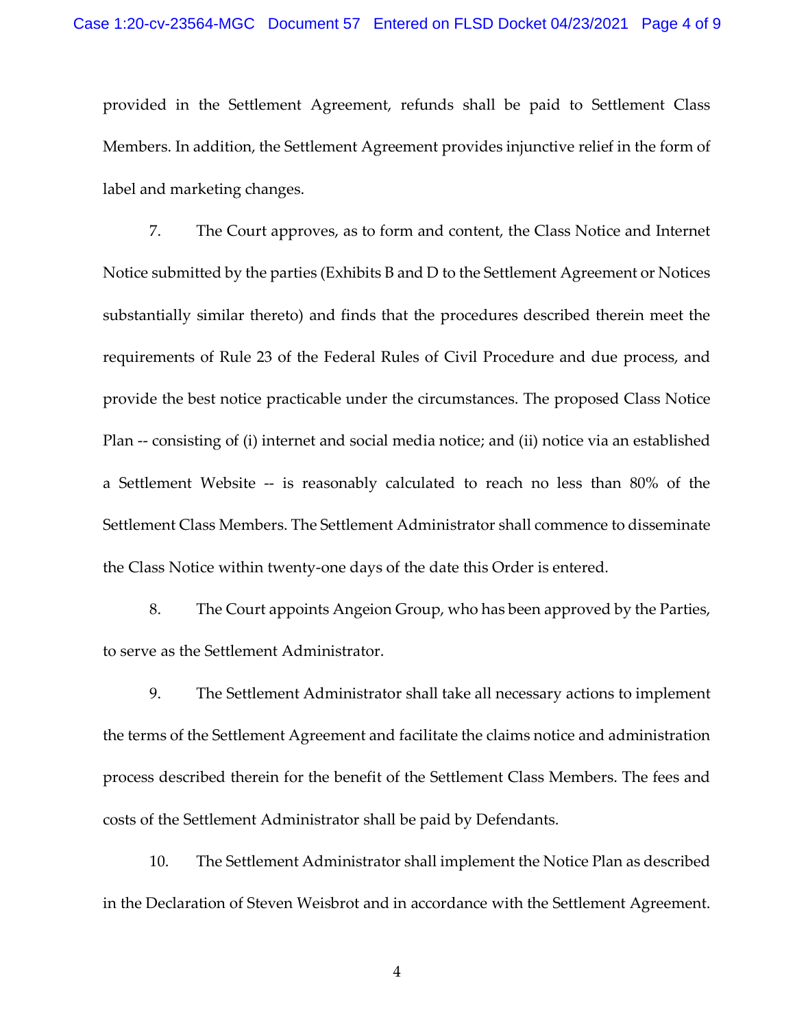provided in the Settlement Agreement, refunds shall be paid to Settlement Class Members. In addition, the Settlement Agreement provides injunctive relief in the form of label and marketing changes.

7. The Court approves, as to form and content, the Class Notice and Internet Notice submitted by the parties (Exhibits B and D to the Settlement Agreement or Notices substantially similar thereto) and finds that the procedures described therein meet the requirements of Rule 23 of the Federal Rules of Civil Procedure and due process, and provide the best notice practicable under the circumstances. The proposed Class Notice Plan -- consisting of (i) internet and social media notice; and (ii) notice via an established a Settlement Website -- is reasonably calculated to reach no less than 80% of the Settlement Class Members. The Settlement Administrator shall commence to disseminate the Class Notice within twenty-one days of the date this Order is entered.

8. The Court appoints Angeion Group, who has been approved by the Parties, to serve as the Settlement Administrator.

9. The Settlement Administrator shall take all necessary actions to implement the terms of the Settlement Agreement and facilitate the claims notice and administration process described therein for the benefit of the Settlement Class Members. The fees and costs of the Settlement Administrator shall be paid by Defendants.

10. The Settlement Administrator shall implement the Notice Plan as described in the Declaration of Steven Weisbrot and in accordance with the Settlement Agreement.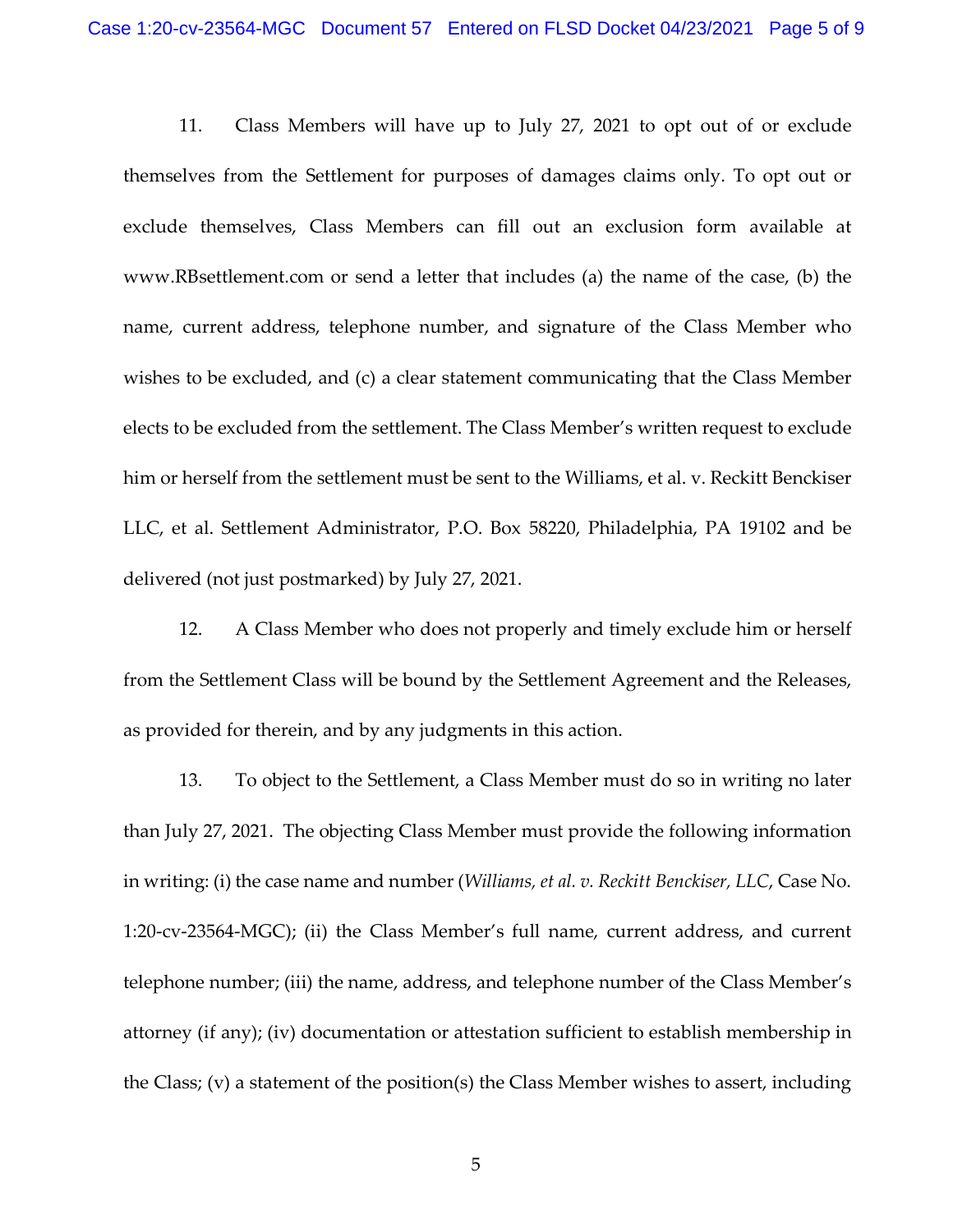11. Class Members will have up to July 27, 2021 to opt out of or exclude themselves from the Settlement for purposes of damages claims only. To opt out or exclude themselves, Class Members can fill out an exclusion form available at www.RBsettlement.com or send a letter that includes (a) the name of the case, (b) the name, current address, telephone number, and signature of the Class Member who wishes to be excluded, and (c) a clear statement communicating that the Class Member elects to be excluded from the settlement. The Class Member's written request to exclude him or herself from the settlement must be sent to the Williams, et al. v. Reckitt Benckiser LLC, et al. Settlement Administrator, P.O. Box 58220, Philadelphia, PA 19102 and be delivered (not just postmarked) by July 27, 2021.

12. A Class Member who does not properly and timely exclude him or herself from the Settlement Class will be bound by the Settlement Agreement and the Releases, as provided for therein, and by any judgments in this action.

13. To object to the Settlement, a Class Member must do so in writing no later than July 27, 2021. The objecting Class Member must provide the following information in writing: (i) the case name and number (*Williams, et al. v. Reckitt Benckiser, LLC*, Case No. 1:20-cv-23564-MGC); (ii) the Class Member's full name, current address, and current telephone number; (iii) the name, address, and telephone number of the Class Member's attorney (if any); (iv) documentation or attestation sufficient to establish membership in the Class; (v) a statement of the position(s) the Class Member wishes to assert, including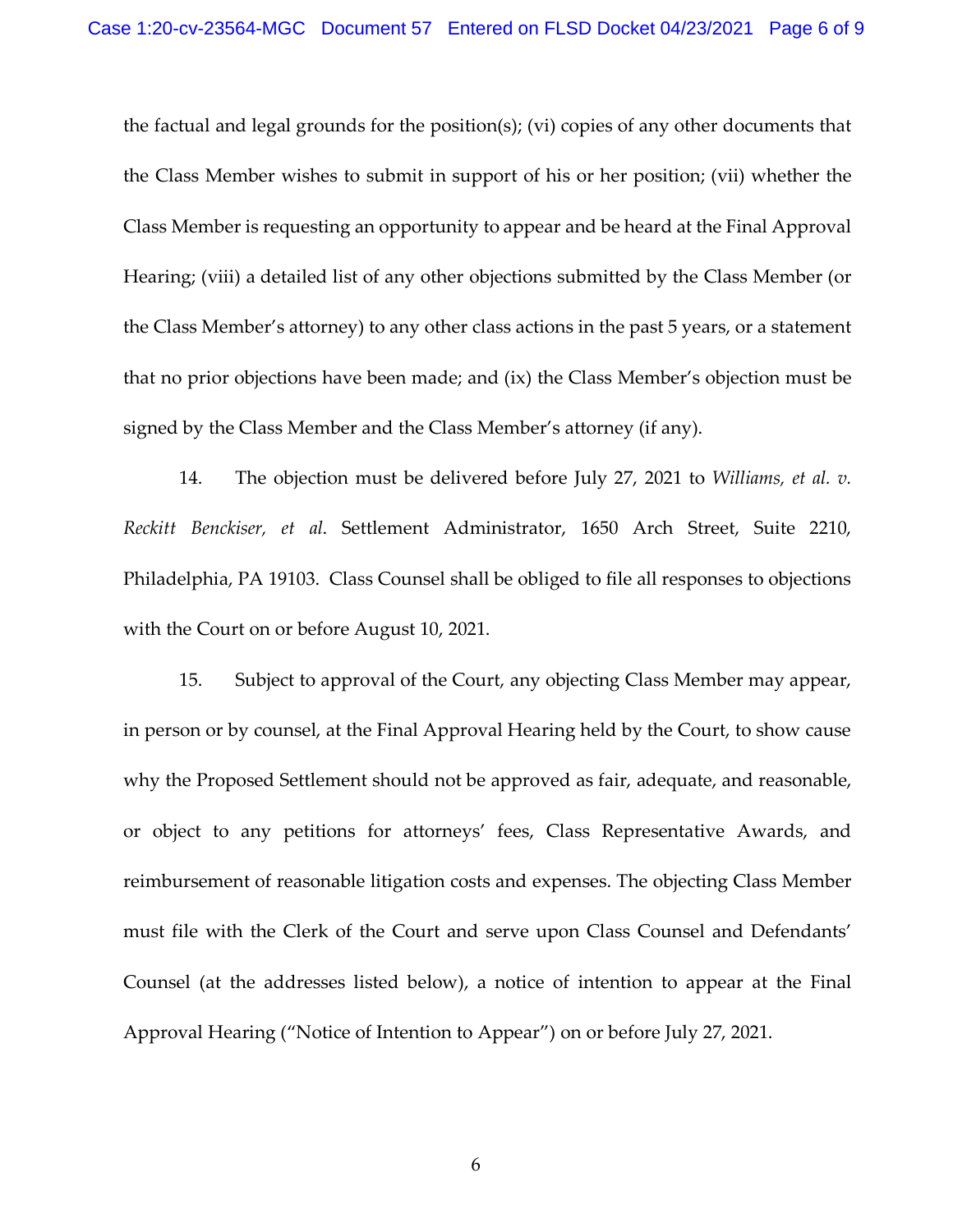the factual and legal grounds for the position(s); (vi) copies of any other documents that the Class Member wishes to submit in support of his or her position; (vii) whether the Class Member is requesting an opportunity to appear and be heard at the Final Approval Hearing; (viii) a detailed list of any other objections submitted by the Class Member (or the Class Member's attorney) to any other class actions in the past 5 years, or a statement that no prior objections have been made; and (ix) the Class Member's objection must be signed by the Class Member and the Class Member's attorney (if any).

14. The objection must be delivered before July 27, 2021 to *Williams, et al. v. Reckitt Benckiser, et al*. Settlement Administrator, 1650 Arch Street, Suite 2210, Philadelphia, PA 19103. Class Counsel shall be obliged to file all responses to objections with the Court on or before August 10, 2021.

15. Subject to approval of the Court, any objecting Class Member may appear, in person or by counsel, at the Final Approval Hearing held by the Court, to show cause why the Proposed Settlement should not be approved as fair, adequate, and reasonable, or object to any petitions for attorneys' fees, Class Representative Awards, and reimbursement of reasonable litigation costs and expenses. The objecting Class Member must file with the Clerk of the Court and serve upon Class Counsel and Defendants' Counsel (at the addresses listed below), a notice of intention to appear at the Final Approval Hearing ("Notice of Intention to Appear") on or before July 27, 2021.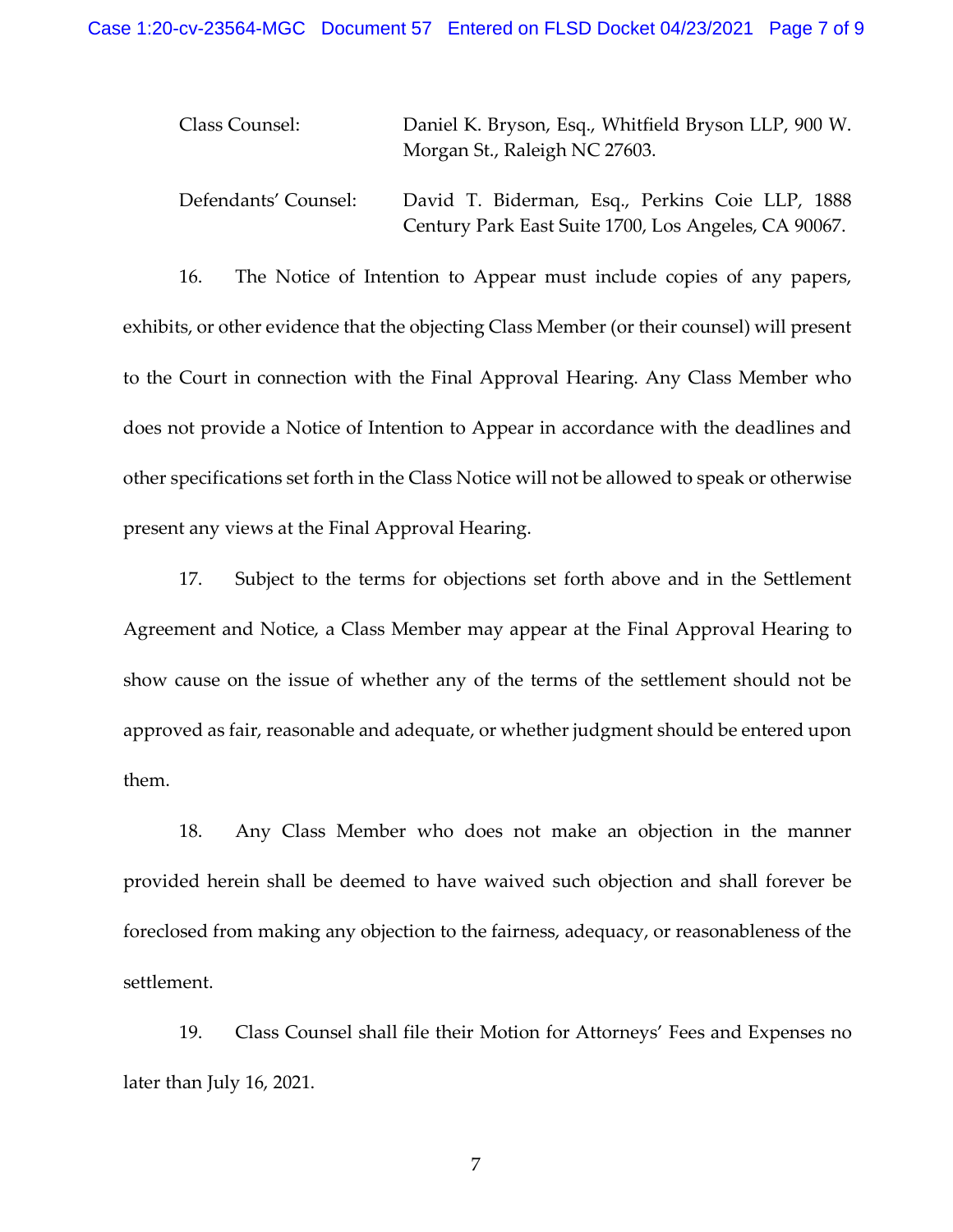Class Counsel: Daniel K. Bryson, Esq., Whitfield Bryson LLP, 900 W. Morgan St., Raleigh NC 27603.

Defendants' Counsel: David T. Biderman, Esq., Perkins Coie LLP, 1888 Century Park East Suite 1700, Los Angeles, CA 90067.

16. The Notice of Intention to Appear must include copies of any papers, exhibits, or other evidence that the objecting Class Member (or their counsel) will present to the Court in connection with the Final Approval Hearing. Any Class Member who does not provide a Notice of Intention to Appear in accordance with the deadlines and other specifications set forth in the Class Notice will not be allowed to speak or otherwise present any views at the Final Approval Hearing.

17. Subject to the terms for objections set forth above and in the Settlement Agreement and Notice, a Class Member may appear at the Final Approval Hearing to show cause on the issue of whether any of the terms of the settlement should not be approved as fair, reasonable and adequate, or whether judgment should be entered upon them.

18. Any Class Member who does not make an objection in the manner provided herein shall be deemed to have waived such objection and shall forever be foreclosed from making any objection to the fairness, adequacy, or reasonableness of the settlement.

19. Class Counsel shall file their Motion for Attorneys' Fees and Expenses no later than July 16, 2021.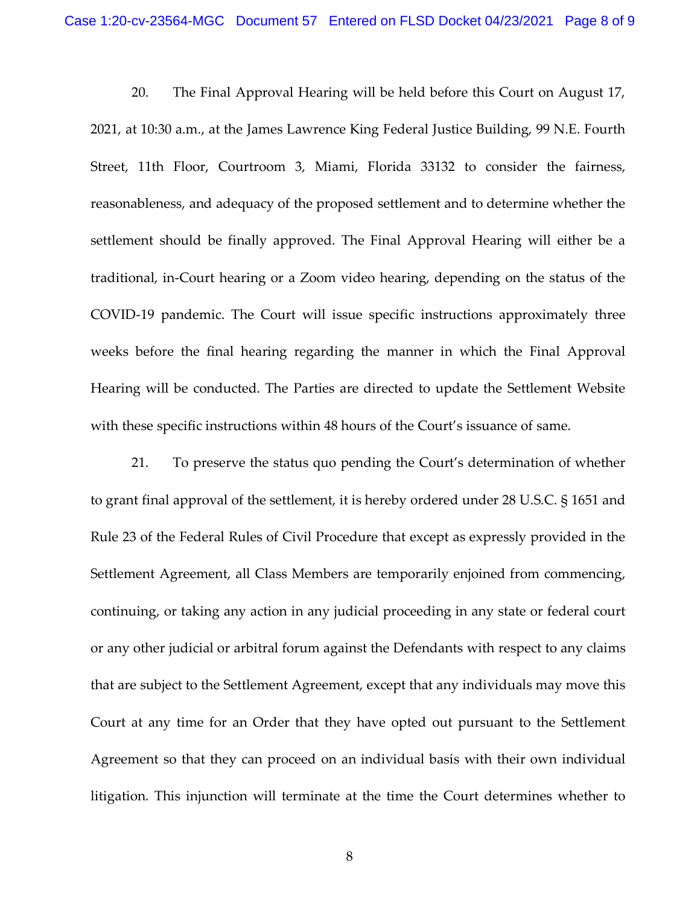20. The Final Approval Hearing will be held before this Court on August 17, 2021, at 10:30 a.m., at the James Lawrence King Federal Justice Building, 99 N.E. Fourth Street, 11th Floor, Courtroom 3, Miami, Florida 33132 to consider the fairness, reasonableness, and adequacy of the proposed settlement and to determine whether the settlement should be finally approved. The Final Approval Hearing will either be a traditional, in-Court hearing or a Zoom video hearing, depending on the status of the COVID-19 pandemic. The Court will issue specific instructions approximately three weeks before the final hearing regarding the manner in which the Final Approval Hearing will be conducted. The Parties are directed to update the Settlement Website with these specific instructions within 48 hours of the Court's issuance of same.

21. To preserve the status quo pending the Court's determination of whether to grant final approval of the settlement, it is hereby ordered under 28 U.S.C. § 1651 and Rule 23 of the Federal Rules of Civil Procedure that except as expressly provided in the Settlement Agreement, all Class Members are temporarily enjoined from commencing, continuing, or taking any action in any judicial proceeding in any state or federal court or any other judicial or arbitral forum against the Defendants with respect to any claims that are subject to the Settlement Agreement, except that any individuals may move this Court at any time for an Order that they have opted out pursuant to the Settlement Agreement so that they can proceed on an individual basis with their own individual litigation. This injunction will terminate at the time the Court determines whether to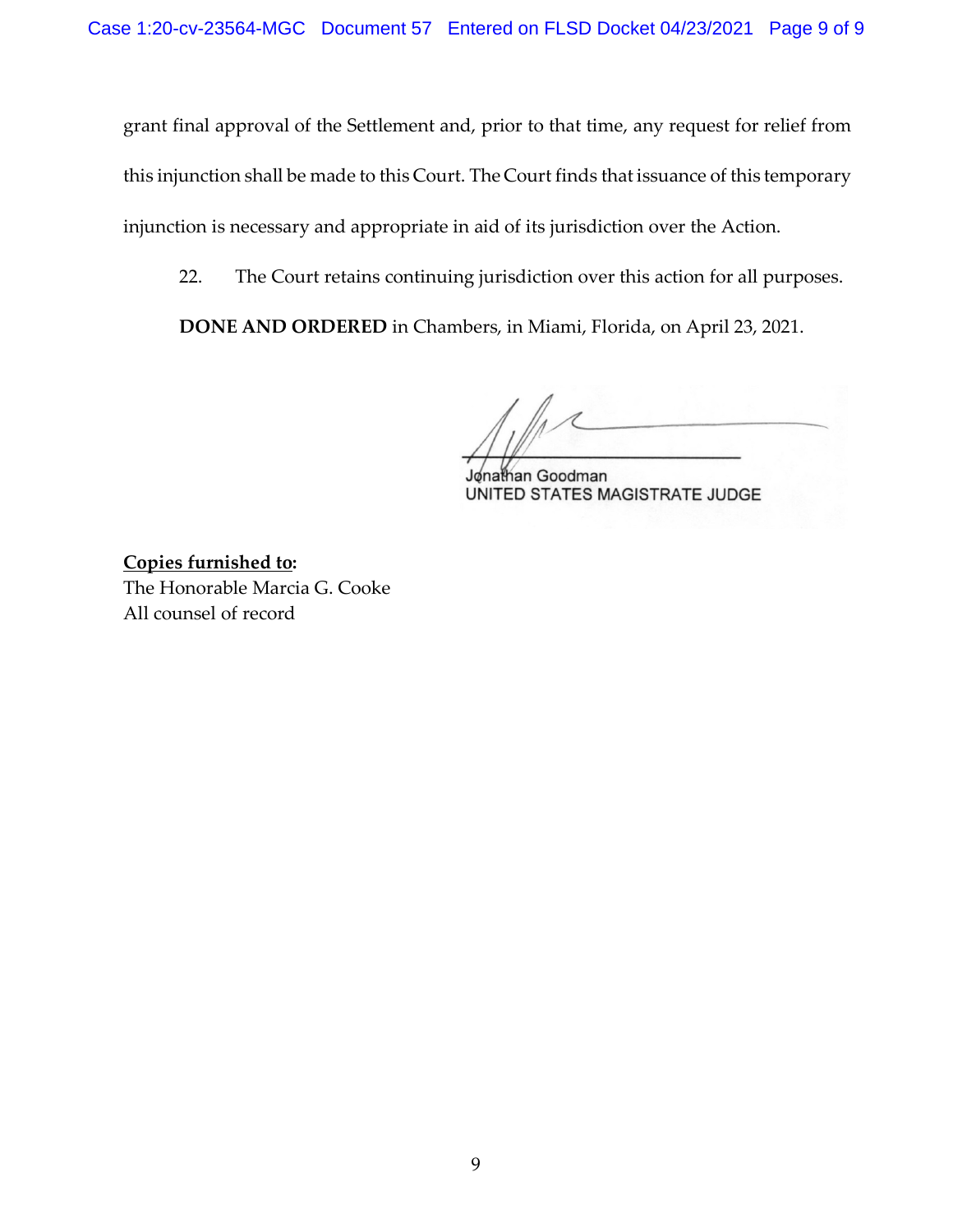grant final approval of the Settlement and, prior to that time, any request for relief from this injunction shall be made to this Court. The Court finds that issuance of this temporary injunction is necessary and appropriate in aid of its jurisdiction over the Action.

22. The Court retains continuing jurisdiction over this action for all purposes.

**DONE AND ORDERED** in Chambers, in Miami, Florida, on April 23, 2021.

Jonathan Goodman
UNITED STATES MAGISTRATE JUDGE

**Copies furnished to:**
The Honorable Marcia G. Cooke
All counsel of record